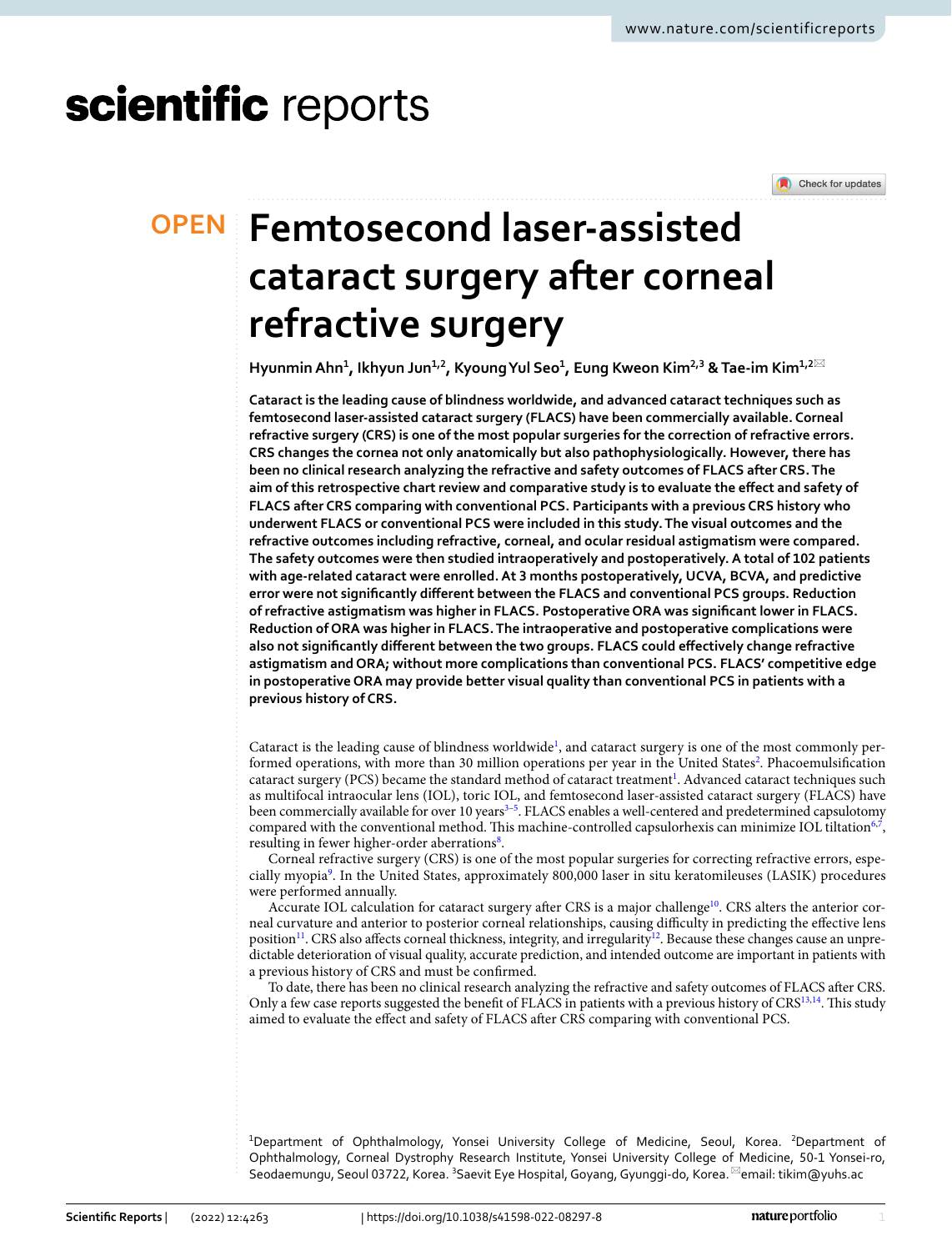# Femtosecond laser-assisted cataract surgery after corneal refractive surgery

**Hyunmin Ahn[1], Ikhyun Jun[1,2], Kyoung Yul Seo[1], Eung Kweon Kim[2,3] & Tae-im Kim[1,2]**

**Cataract is the leading cause of blindness worldwide, and advanced cataract techniques such as femtosecond laser-assisted cataract surgery (FLACS) have been commercially available. Corneal refractive surgery (CRS) is one of the most popular surgeries for the correction of refractive errors. CRS changes the cornea not only anatomically but also pathophysiologically. However, there has been no clinical research analyzing the refractive and safety outcomes of FLACS after CRS. The aim of this retrospective chart review and comparative study is to evaluate the effect and safety of FLACS after CRS comparing with conventional PCS. Participants with a previous CRS history who underwent FLACS or conventional PCS were included in this study. The visual outcomes and the refractive outcomes including refractive, corneal, and ocular residual astigmatism were compared. The safety outcomes were then studied intraoperatively and postoperatively. A total of 102 patients with age-related cataract were enrolled. At 3 months postoperatively, UCVA, BCVA, and predictive error were not significantly different between the FLACS and conventional PCS groups. Reduction of refractive astigmatism was higher in FLACS. Postoperative ORA was significant lower in FLACS. Reduction of ORA was higher in FLACS. The intraoperative and postoperative complications were also not significantly different between the two groups. FLACS could effectively change refractive astigmatism and ORA; without more complications than conventional PCS. FLACS' competitive edge in postoperative ORA may provide better visual quality than conventional PCS in patients with a previous history of CRS.**

Cataract is the leading cause of blindness worldwide[1], and cataract surgery is one of the most commonly performed operations, with more than 30 million operations per year in the United States[2]. Phacoemulsification cataract surgery (PCS) became the standard method of cataract treatment[1]. Advanced cataract techniques such as multifocal intraocular lens (IOL), toric IOL, and femtosecond laser-assisted cataract surgery (FLACS) have been commercially available for over 10 years[3–5]. FLACS enables a well-centered and predetermined capsulotomy compared with the conventional method. This machine-controlled capsulorhexis can minimize IOL tiltation[6,7], resulting in fewer higher-order aberrations[8].

Corneal refractive surgery (CRS) is one of the most popular surgeries for correcting refractive errors, especially myopia[9]. In the United States, approximately 800,000 laser in situ keratomileuses (LASIK) procedures were performed annually.

Accurate IOL calculation for cataract surgery after CRS is a major challenge[10]. CRS alters the anterior corneal curvature and anterior to posterior corneal relationships, causing difficulty in predicting the effective lens position[11]. CRS also affects corneal thickness, integrity, and irregularity[12]. Because these changes cause an unpredictable deterioration of visual quality, accurate prediction, and intended outcome are important in patients with a previous history of CRS and must be confirmed.

To date, there has been no clinical research analyzing the refractive and safety outcomes of FLACS after CRS. Only a few case reports suggested the benefit of FLACS in patients with a previous history of CRS[13,14]. This study aimed to evaluate the effect and safety of FLACS after CRS comparing with conventional PCS.

[1]Department of Ophthalmology, Yonsei University College of Medicine, Seoul, Korea. [2]Department of Ophthalmology, Corneal Dystrophy Research Institute, Yonsei University College of Medicine, 50-1 Yonsei-ro, Seodaemungu, Seoul 03722, Korea. [3]Saevit Eye Hospital, Goyang, Gyunggi-do, Korea. email: tikim@yuhs.ac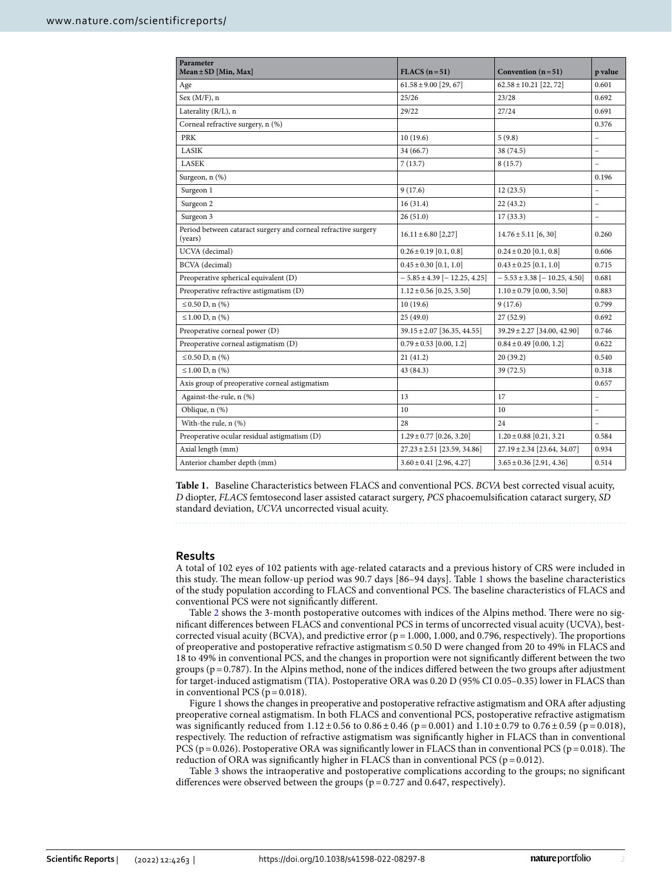| Parameter<br>Mean ± SD [Min, Max] | FLACS (n = 51) | Convention (n = 51) | p value |
|---|---|---|---|
| Age | 61.58 ± 9.00 [29, 67] | 62.58 ± 10.21 [22, 72] | 0.601 |
| Sex (M/F), n | 25/26 | 23/28 | 0.692 |
| Laterality (R/L), n | 29/22 | 27/24 | 0.691 |
| Corneal refractive surgery, n (%) | | | 0.376 |
| PRK | 10 (19.6) | 5 (9.8) | – |
| LASIK | 34 (66.7) | 38 (74.5) | – |
| LASEK | 7 (13.7) | 8 (15.7) | – |
| Surgeon, n (%) | | | 0.196 |
| Surgeon 1 | 9 (17.6) | 12 (23.5) | – |
| Surgeon 2 | 16 (31.4) | 22 (43.2) | – |
| Surgeon 3 | 26 (51.0) | 17 (33.3) | – |
| Period between cataract surgery and corneal refractive surgery (years) | 16.11 ± 6.80 [2,27] | 14.76 ± 5.11 [6, 30] | 0.260 |
| UCVA (decimal) | 0.26 ± 0.19 [0.1, 0.8] | 0.24 ± 0.20 [0.1, 0.8] | 0.606 |
| BCVA (decimal) | 0.45 ± 0.30 [0.1, 1.0] | 0.43 ± 0.25 [0.1, 1.0] | 0.715 |
| Preoperative spherical equivalent (D) | − 5.85 ± 4.39 [− 12.25, 4.25] | − 5.53 ± 3.38 [− 10.25, 4.50] | 0.681 |
| Preoperative refractive astigmatism (D) | 1.12 ± 0.56 [0.25, 3.50] | 1.10 ± 0.79 [0.00, 3.50] | 0.883 |
| ≤ 0.50 D, n (%) | 10 (19.6) | 9 (17.6) | 0.799 |
| ≤ 1.00 D, n (%) | 25 (49.0) | 27 (52.9) | 0.692 |
| Preoperative corneal power (D) | 39.15 ± 2.07 [36.35, 44.55] | 39.29 ± 2.27 [34.00, 42.90] | 0.746 |
| Preoperative corneal astigmatism (D) | 0.79 ± 0.53 [0.00, 1.2] | 0.84 ± 0.49 [0.00, 1.2] | 0.622 |
| ≤ 0.50 D, n (%) | 21 (41.2) | 20 (39.2) | 0.540 |
| ≤ 1.00 D, n (%) | 43 (84.3) | 39 (72.5) | 0.318 |
| Axis group of preoperative corneal astigmatism | | | 0.657 |
| Against-the-rule, n (%) | 13 | 17 | – |
| Oblique, n (%) | 10 | 10 | – |
| With-the rule, n (%) | 28 | 24 | – |
| Preoperative ocular residual astigmatism (D) | 1.29 ± 0.77 [0.26, 3.20] | 1.20 ± 0.88 [0.21, 3.21 | 0.584 |
| Axial length (mm) | 27.23 ± 2.51 [23.59, 34.86] | 27.19 ± 2.34 [23.64, 34.07] | 0.934 |
| Anterior chamber depth (mm) | 3.60 ± 0.41 [2.96, 4.27] | 3.65 ± 0.36 [2.91, 4.36] | 0.514 |

**Table 1.** Baseline Characteristics between FLACS and conventional PCS. *BCVA* best corrected visual acuity, *D* diopter, *FLACS* femtosecond laser assisted cataract surgery, *PCS* phacoemulsification cataract surgery, *SD* standard deviation, *UCVA* uncorrected visual acuity.

## Results

A total of 102 eyes of 102 patients with age-related cataracts and a previous history of CRS were included in this study. The mean follow-up period was 90.7 days [86–94 days]. Table 1 shows the baseline characteristics of the study population according to FLACS and conventional PCS. The baseline characteristics of FLACS and conventional PCS were not significantly different.

Table 2 shows the 3-month postoperative outcomes with indices of the Alpins method. There were no significant differences between FLACS and conventional PCS in terms of uncorrected visual acuity (UCVA), best-corrected visual acuity (BCVA), and predictive error ($p = 1.000$, $1.000$, and $0.796$, respectively). The proportions of preoperative and postoperative refractive astigmatism ≤ 0.50 D were changed from 20 to 49% in FLACS and 18 to 49% in conventional PCS, and the changes in proportion were not significantly different between the two groups ($p = 0.787$). In the Alpins method, none of the indices differed between the two groups after adjustment for target-induced astigmatism (TIA). Postoperative ORA was 0.20 D (95% CI 0.05–0.35) lower in FLACS than in conventional PCS ($p = 0.018$).

Figure 1 shows the changes in preoperative and postoperative refractive astigmatism and ORA after adjusting preoperative corneal astigmatism. In both FLACS and conventional PCS, postoperative refractive astigmatism was significantly reduced from 1.12 ± 0.56 to 0.86 ± 0.46 ($p = 0.001$) and 1.10 ± 0.79 to 0.76 ± 0.59 ($p = 0.018$), respectively. The reduction of refractive astigmatism was significantly higher in FLACS than in conventional PCS ($p = 0.026$). Postoperative ORA was significantly lower in FLACS than in conventional PCS ($p = 0.018$). The reduction of ORA was significantly higher in FLACS than in conventional PCS ($p = 0.012$).

Table 3 shows the intraoperative and postoperative complications according to the groups; no significant differences were observed between the groups ($p = 0.727$ and $0.647$, respectively).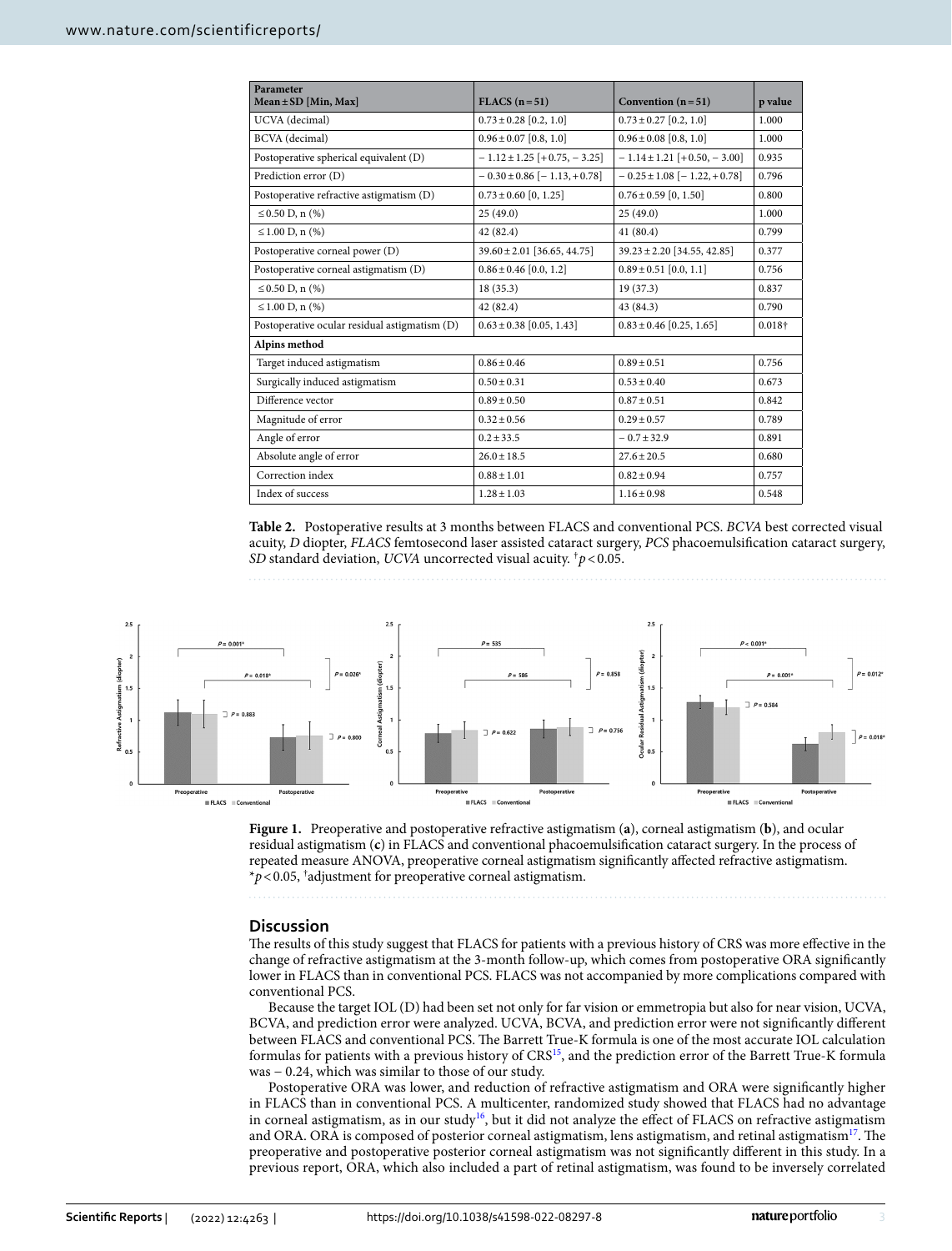| Parameter Mean ± SD [Min, Max] | FLACS (n = 51) | Convention (n = 51) | p value |
|---|---|---|---|
| UCVA (decimal) | 0.73 ± 0.28 [0.2, 1.0] | 0.73 ± 0.27 [0.2, 1.0] | 1.000 |
| BCVA (decimal) | 0.96 ± 0.07 [0.8, 1.0] | 0.96 ± 0.08 [0.8, 1.0] | 1.000 |
| Postoperative spherical equivalent (D) | − 1.12 ± 1.25 [+ 0.75, − 3.25] | − 1.14 ± 1.21 [+ 0.50, − 3.00] | 0.935 |
| Prediction error (D) | − 0.30 ± 0.86 [− 1.13, + 0.78] | − 0.25 ± 1.08 [− 1.22, + 0.78] | 0.796 |
| Postoperative refractive astigmatism (D) | 0.73 ± 0.60 [0, 1.25] | 0.76 ± 0.59 [0, 1.50] | 0.800 |
| ≤ 0.50 D, n (%) | 25 (49.0) | 25 (49.0) | 1.000 |
| ≤ 1.00 D, n (%) | 42 (82.4) | 41 (80.4) | 0.799 |
| Postoperative corneal power (D) | 39.60 ± 2.01 [36.65, 44.75] | 39.23 ± 2.20 [34.55, 42.85] | 0.377 |
| Postoperative corneal astigmatism (D) | 0.86 ± 0.46 [0.0, 1.2] | 0.89 ± 0.51 [0.0, 1.1] | 0.756 |
| ≤ 0.50 D, n (%) | 18 (35.3) | 19 (37.3) | 0.837 |
| ≤ 1.00 D, n (%) | 42 (82.4) | 43 (84.3) | 0.790 |
| Postoperative ocular residual astigmatism (D) | 0.63 ± 0.38 [0.05, 1.43] | 0.83 ± 0.46 [0.25, 1.65] | 0.018† |
| **Alpins method** | | | |
| Target induced astigmatism | 0.86 ± 0.46 | 0.89 ± 0.51 | 0.756 |
| Surgically induced astigmatism | 0.50 ± 0.31 | 0.53 ± 0.40 | 0.673 |
| Difference vector | 0.89 ± 0.50 | 0.87 ± 0.51 | 0.842 |
| Magnitude of error | 0.32 ± 0.56 | 0.29 ± 0.57 | 0.789 |
| Angle of error | 0.2 ± 33.5 | − 0.7 ± 32.9 | 0.891 |
| Absolute angle of error | 26.0 ± 18.5 | 27.6 ± 20.5 | 0.680 |
| Correction index | 0.88 ± 1.01 | 0.82 ± 0.94 | 0.757 |
| Index of success | 1.28 ± 1.03 | 1.16 ± 0.98 | 0.548 |

**Table 2.** Postoperative results at 3 months between FLACS and conventional PCS. *BCVA* best corrected visual acuity, *D* diopter, *FLACS* femtosecond laser assisted cataract surgery, *PCS* phacoemulsification cataract surgery, *SD* standard deviation, *UCVA* uncorrected visual acuity. †$p < 0.05$.

**Figure 1.** Preoperative and postoperative refractive astigmatism (**a**), corneal astigmatism (**b**), and ocular residual astigmatism (**c**) in FLACS and conventional phacoemulsification cataract surgery. In the process of repeated measure ANOVA, preoperative corneal astigmatism significantly affected refractive astigmatism. *$p < 0.05$, †adjustment for preoperative corneal astigmatism.

## Discussion

The results of this study suggest that FLACS for patients with a previous history of CRS was more effective in the change of refractive astigmatism at the 3-month follow-up, which comes from postoperative ORA significantly lower in FLACS than in conventional PCS. FLACS was not accompanied by more complications compared with conventional PCS.

Because the target IOL (D) had been set not only for far vision or emmetropia but also for near vision, UCVA, BCVA, and prediction error were analyzed. UCVA, BCVA, and prediction error were not significantly different between FLACS and conventional PCS. The Barrett True-K formula is one of the most accurate IOL calculation formulas for patients with a previous history of CRS[15], and the prediction error of the Barrett True-K formula was − 0.24, which was similar to those of our study.

Postoperative ORA was lower, and reduction of refractive astigmatism and ORA were significantly higher in FLACS than in conventional PCS. A multicenter, randomized study showed that FLACS had no advantage in corneal astigmatism, as in our study[16], but it did not analyze the effect of FLACS on refractive astigmatism and ORA. ORA is composed of posterior corneal astigmatism, lens astigmatism, and retinal astigmatism[17]. The preoperative and postoperative posterior corneal astigmatism was not significantly different in this study. In a previous report, ORA, which also included a part of retinal astigmatism, was found to be inversely correlated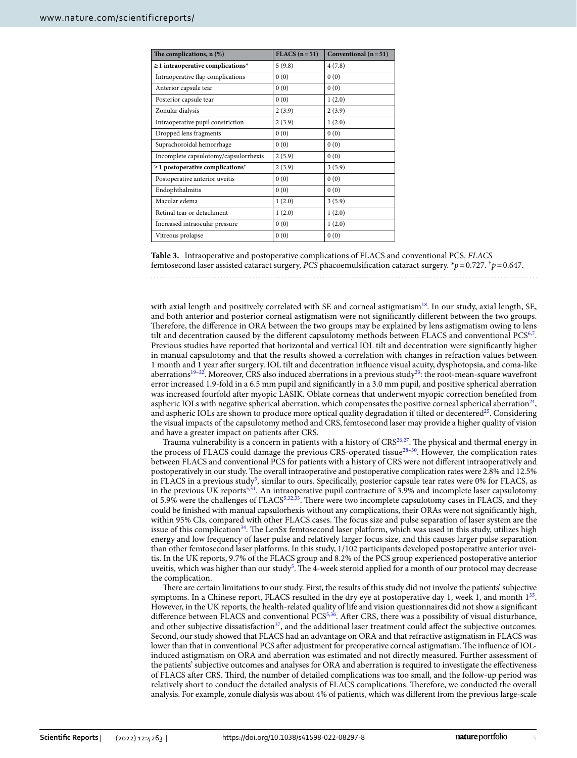| The complications, n (%) | FLACS (n = 51) | Conventional (n = 51) |
|---|---|---|
| **≥ 1 intraoperative complications*** | 5 (9.8) | 4 (7.8) |
| Intraoperative flap complications | 0 (0) | 0 (0) |
| Anterior capsule tear | 0 (0) | 0 (0) |
| Posterior capsule tear | 0 (0) | 1 (2.0) |
| Zonular dialysis | 2 (3.9) | 2 (3.9) |
| Intraoperative pupil constriction | 2 (3.9) | 1 (2.0) |
| Dropped lens fragments | 0 (0) | 0 (0) |
| Suprachoroidal hemorrhage | 0 (0) | 0 (0) |
| Incomplete capsulotomy/capsulorrhexis | 2 (5.9) | 0 (0) |
| **≥ 1 postoperative complications†** | 2 (3.9) | 3 (5.9) |
| Postoperative anterior uveitis | 0 (0) | 0 (0) |
| Endophthalmitis | 0 (0) | 0 (0) |
| Macular edema | 1 (2.0) | 3 (5.9) |
| Retinal tear or detachment | 1 (2.0) | 1 (2.0) |
| Increased intraocular pressure | 0 (0) | 1 (2.0) |
| Vitreous prolapse | 0 (0) | 0 (0) |

**Table 3.** Intraoperative and postoperative complications of FLACS and conventional PCS. *FLACS* femtosecond laser assisted cataract surgery, *PCS* phacoemulsification cataract surgery. *$p = 0.727$. †$p = 0.647$.

with axial length and positively correlated with SE and corneal astigmatism[18]. In our study, axial length, SE, and both anterior and posterior corneal astigmatism were not significantly different between the two groups. Therefore, the difference in ORA between the two groups may be explained by lens astigmatism owing to lens tilt and decentration caused by the different capsulotomy methods between FLACS and conventional PCS[6,7]. Previous studies have reported that horizontal and vertical IOL tilt and decentration were significantly higher in manual capsulotomy and that the results showed a correlation with changes in refraction values between 1 month and 1 year after surgery. IOL tilt and decentration influence visual acuity, dysphotopsia, and coma-like aberrations[19–22]. Moreover, CRS also induced aberrations in a previous study[23]: the root-mean-square wavefront error increased 1.9-fold in a 6.5 mm pupil and significantly in a 3.0 mm pupil, and positive spherical aberration was increased fourfold after myopic LASIK. Oblate corneas that underwent myopic correction benefited from aspheric IOLs with negative spherical aberration, which compensates the positive corneal spherical aberration[24], and aspheric IOLs are shown to produce more optical quality degradation if tilted or decentered[25]. Considering the visual impacts of the capsulotomy method and CRS, femtosecond laser may provide a higher quality of vision and have a greater impact on patients after CRS.

Trauma vulnerability is a concern in patients with a history of CRS[26,27]. The physical and thermal energy in the process of FLACS could damage the previous CRS-operated tissue[28–30]. However, the complication rates between FLACS and conventional PCS for patients with a history of CRS were not different intraoperatively and postoperatively in our study. The overall intraoperative and postoperative complication rates were 2.8% and 12.5% in FLACS in a previous study[5], similar to ours. Specifically, posterior capsule tear rates were 0% for FLACS, as in the previous UK reports[5,31]. An intraoperative pupil contracture of 3.9% and incomplete laser capsulotomy of 5.9% were the challenges of FLACS[5,32,33]. There were two incomplete capsulotomy cases in FLACS, and they could be finished with manual capsulorhexis without any complications, their ORAs were not significantly high, within 95% CIs, compared with other FLACS cases. The focus size and pulse separation of laser system are the issue of this complication[34]. The LenSx femtosecond laser platform, which was used in this study, utilizes high energy and low frequency of laser pulse and relatively larger focus size, and this causes larger pulse separation than other femtosecond laser platforms. In this study, 1/102 participants developed postoperative anterior uveitis. In the UK reports, 9.7% of the FLACS group and 8.2% of the PCS group experienced postoperative anterior uveitis, which was higher than our study[5]. The 4-week steroid applied for a month of our protocol may decrease the complication.

There are certain limitations to our study. First, the results of this study did not involve the patients' subjective symptoms. In a Chinese report, FLACS resulted in the dry eye at postoperative day 1, week 1, and month 1[35]. However, in the UK reports, the health-related quality of life and vision questionnaires did not show a significant difference between FLACS and conventional PCS[5,36]. After CRS, there was a possibility of visual disturbance, and other subjective dissatisfaction[37], and the additional laser treatment could affect the subjective outcomes. Second, our study showed that FLACS had an advantage on ORA and that refractive astigmatism in FLACS was lower than that in conventional PCS after adjustment for preoperative corneal astigmatism. The influence of IOL-induced astigmatism on ORA and aberration was estimated and not directly measured. Further assessment of the patients' subjective outcomes and analyses for ORA and aberration is required to investigate the effectiveness of FLACS after CRS. Third, the number of detailed complications was too small, and the follow-up period was relatively short to conduct the detailed analysis of FLACS complications. Therefore, we conducted the overall analysis. For example, zonule dialysis was about 4% of patients, which was different from the previous large-scale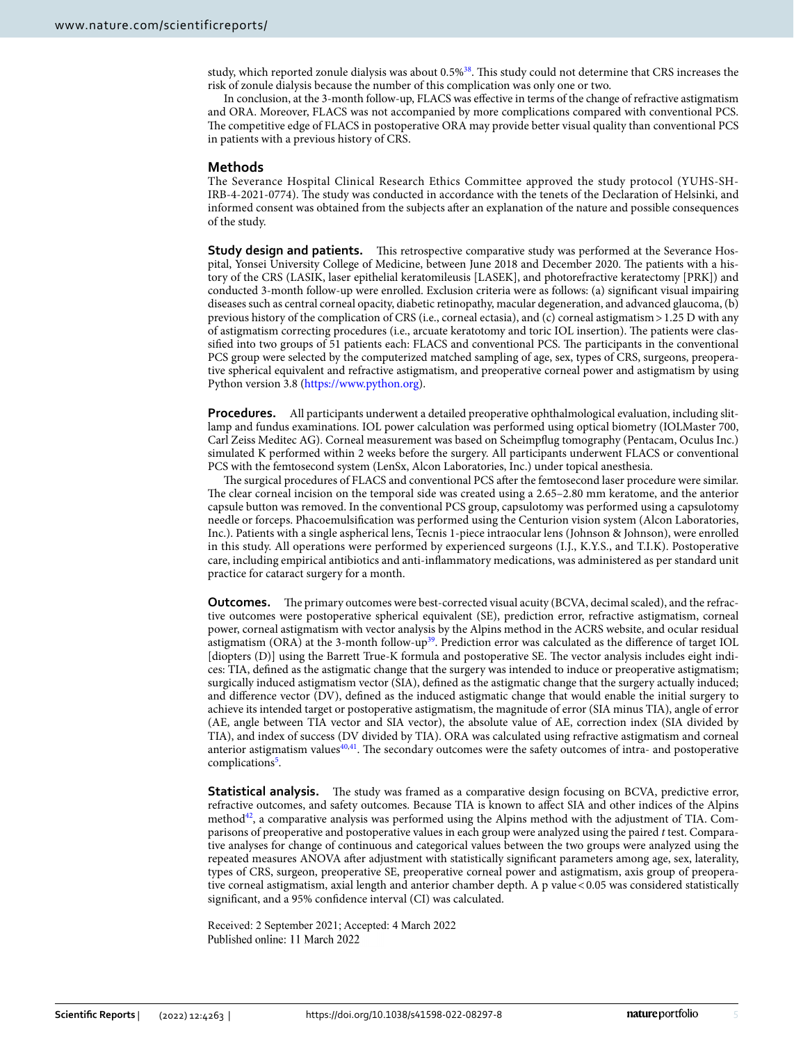study, which reported zonule dialysis was about 0.5%[38]. This study could not determine that CRS increases the risk of zonule dialysis because the number of this complication was only one or two.

In conclusion, at the 3-month follow-up, FLACS was effective in terms of the change of refractive astigmatism and ORA. Moreover, FLACS was not accompanied by more complications compared with conventional PCS. The competitive edge of FLACS in postoperative ORA may provide better visual quality than conventional PCS in patients with a previous history of CRS.

## Methods

The Severance Hospital Clinical Research Ethics Committee approved the study protocol (YUHS-SH-IRB-4-2021-0774). The study was conducted in accordance with the tenets of the Declaration of Helsinki, and informed consent was obtained from the subjects after an explanation of the nature and possible consequences of the study.

**Study design and patients.** This retrospective comparative study was performed at the Severance Hospital, Yonsei University College of Medicine, between June 2018 and December 2020. The patients with a history of the CRS (LASIK, laser epithelial keratomileusis [LASEK], and photorefractive keratectomy [PRK]) and conducted 3-month follow-up were enrolled. Exclusion criteria were as follows: (a) significant visual impairing diseases such as central corneal opacity, diabetic retinopathy, macular degeneration, and advanced glaucoma, (b) previous history of the complication of CRS (i.e., corneal ectasia), and (c) corneal astigmatism > 1.25 D with any of astigmatism correcting procedures (i.e., arcuate keratotomy and toric IOL insertion). The patients were classified into two groups of 51 patients each: FLACS and conventional PCS. The participants in the conventional PCS group were selected by the computerized matched sampling of age, sex, types of CRS, surgeons, preoperative spherical equivalent and refractive astigmatism, and preoperative corneal power and astigmatism by using Python version 3.8 (https://www.python.org).

**Procedures.** All participants underwent a detailed preoperative ophthalmological evaluation, including slit-lamp and fundus examinations. IOL power calculation was performed using optical biometry (IOLMaster 700, Carl Zeiss Meditec AG). Corneal measurement was based on Scheimpflug tomography (Pentacam, Oculus Inc.) simulated K performed within 2 weeks before the surgery. All participants underwent FLACS or conventional PCS with the femtosecond system (LenSx, Alcon Laboratories, Inc.) under topical anesthesia.

The surgical procedures of FLACS and conventional PCS after the femtosecond laser procedure were similar. The clear corneal incision on the temporal side was created using a 2.65–2.80 mm keratome, and the anterior capsule button was removed. In the conventional PCS group, capsulotomy was performed using a capsulotomy needle or forceps. Phacoemulsification was performed using the Centurion vision system (Alcon Laboratories, Inc.). Patients with a single aspherical lens, Tecnis 1-piece intraocular lens (Johnson & Johnson), were enrolled in this study. All operations were performed by experienced surgeons (I.J., K.Y.S., and T.I.K). Postoperative care, including empirical antibiotics and anti-inflammatory medications, was administered as per standard unit practice for cataract surgery for a month.

**Outcomes.** The primary outcomes were best-corrected visual acuity (BCVA, decimal scaled), and the refractive outcomes were postoperative spherical equivalent (SE), prediction error, refractive astigmatism, corneal power, corneal astigmatism with vector analysis by the Alpins method in the ACRS website, and ocular residual astigmatism (ORA) at the 3-month follow-up[39]. Prediction error was calculated as the difference of target IOL [diopters (D)] using the Barrett True-K formula and postoperative SE. The vector analysis includes eight indices: TIA, defined as the astigmatic change that the surgery was intended to induce or preoperative astigmatism; surgically induced astigmatism vector (SIA), defined as the astigmatic change that the surgery actually induced; and difference vector (DV), defined as the induced astigmatic change that would enable the initial surgery to achieve its intended target or postoperative astigmatism, the magnitude of error (SIA minus TIA), angle of error (AE, angle between TIA vector and SIA vector), the absolute value of AE, correction index (SIA divided by TIA), and index of success (DV divided by TIA). ORA was calculated using refractive astigmatism and corneal anterior astigmatism values[40,41]. The secondary outcomes were the safety outcomes of intra- and postoperative complications[5].

**Statistical analysis.** The study was framed as a comparative design focusing on BCVA, predictive error, refractive outcomes, and safety outcomes. Because TIA is known to affect SIA and other indices of the Alpins method[42], a comparative analysis was performed using the Alpins method with the adjustment of TIA. Comparisons of preoperative and postoperative values in each group were analyzed using the paired *t* test. Comparative analyses for change of continuous and categorical values between the two groups were analyzed using the repeated measures ANOVA after adjustment with statistically significant parameters among age, sex, laterality, types of CRS, surgeon, preoperative SE, preoperative corneal power and astigmatism, axis group of preoperative corneal astigmatism, axial length and anterior chamber depth. A p value < 0.05 was considered statistically significant, and a 95% confidence interval (CI) was calculated.

Received: 2 September 2021; Accepted: 4 March 2022
Published online: 11 March 2022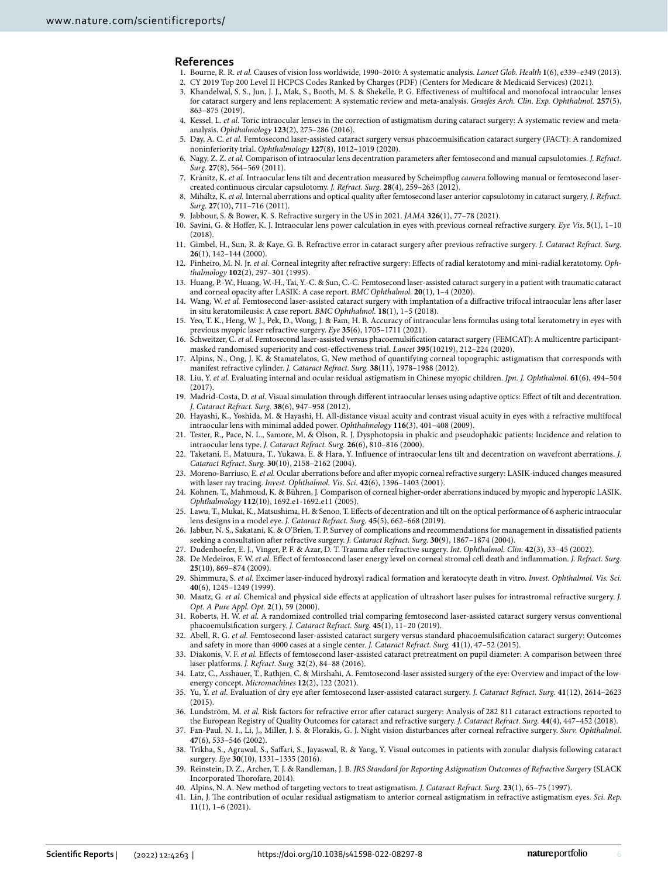## References

1. Bourne, R. R. *et al.* Causes of vision loss worldwide, 1990–2010: A systematic analysis. *Lancet Glob. Health* **1**(6), e339–e349 (2013).
2. CY 2019 Top 200 Level II HCPCS Codes Ranked by Charges (PDF) (Centers for Medicare & Medicaid Services) (2021).
3. Khandelwal, S. S., Jun, J. J., Mak, S., Booth, M. S. & Shekelle, P. G. Effectiveness of multifocal and monofocal intraocular lenses for cataract surgery and lens replacement: A systematic review and meta-analysis. *Graefes Arch. Clin. Exp. Ophthalmol.* **257**(5), 863–875 (2019).
4. Kessel, L. *et al.* Toric intraocular lenses in the correction of astigmatism during cataract surgery: A systematic review and meta-analysis. *Ophthalmology* **123**(2), 275–286 (2016).
5. Day, A. C. *et al.* Femtosecond laser-assisted cataract surgery versus phacoemulsification cataract surgery (FACT): A randomized noninferiority trial. *Ophthalmology* **127**(8), 1012–1019 (2020).
6. Nagy, Z. Z. *et al.* Comparison of intraocular lens decentration parameters after femtosecond and manual capsulotomies. *J. Refract. Surg.* **27**(8), 564–569 (2011).
7. Kránitz, K. *et al.* Intraocular lens tilt and decentration measured by Scheimpflug *camera* following manual or femtosecond laser-created continuous circular capsulotomy. *J. Refract. Surg.* **28**(4), 259–263 (2012).
8. Mihá ltz, K. *et al.* Internal aberrations and optical quality after femtosecond laser anterior capsulotomy in cataract surgery. *J. Refract. Surg.* **27**(10), 711–716 (2011).
9. Jabbour, S. & Bower, K. S. Refractive surgery in the US in 2021. *JAMA* **326**(1), 77–78 (2021).
10. Savini, G. & Hoffer, K. J. Intraocular lens power calculation in eyes with previous corneal refractive surgery. *Eye Vis.* **5**(1), 1–10 (2018).
11. Gimbel, H., Sun, R. & Kaye, G. B. Refractive error in cataract surgery after previous refractive surgery. *J. Cataract Refract. Surg.* **26**(1), 142–144 (2000).
12. Pinheiro, M. N. Jr. *et al.* Corneal integrity after refractive surgery: Effects of radial keratotomy and mini-radial keratotomy. *Ophthalmology* **102**(2), 297–301 (1995).
13. Huang, P.-W., Huang, W.-H., Tai, Y.-C. & Sun, C.-C. Femtosecond laser-assisted cataract surgery in a patient with traumatic cataract and corneal opacity after LASIK: A case report. *BMC Ophthalmol.* **20**(1), 1–4 (2020).
14. Wang, W. *et al.* Femtosecond laser-assisted cataract surgery with implantation of a diffractive trifocal intraocular lens after laser in situ keratomileusis: A case report. *BMC Ophthalmol.* **18**(1), 1–5 (2018).
15. Yeo, T. K., Heng, W. J., Pek, D., Wong, J. & Fam, H. B. Accuracy of intraocular lens formulas using total keratometry in eyes with previous myopic laser refractive surgery. *Eye* **35**(6), 1705–1711 (2021).
16. Schweitzer, C. *et al.* Femtosecond laser-assisted versus phacoemulsification cataract surgery (FEMCAT): A multicentre participant-masked randomised superiority and cost-effectiveness trial. *Lancet* **395**(10219), 212–224 (2020).
17. Alpins, N., Ong, J. K. & Stamatelatos, G. New method of quantifying corneal topographic astigmatism that corresponds with manifest refractive cylinder. *J. Cataract Refract. Surg.* **38**(11), 1978–1988 (2012).
18. Liu, Y. *et al.* Evaluating internal and ocular residual astigmatism in Chinese myopic children. *Jpn. J. Ophthalmol.* **61**(6), 494–504 (2017).
19. Madrid-Costa, D. *et al.* Visual simulation through different intraocular lenses using adaptive optics: Effect of tilt and decentration. *J. Cataract Refract. Surg.* **38**(6), 947–958 (2012).
20. Hayashi, K., Yoshida, M. & Hayashi, H. All-distance visual acuity and contrast visual acuity in eyes with a refractive multifocal intraocular lens with minimal added power. *Ophthalmology* **116**(3), 401–408 (2009).
21. Tester, R., Pace, N. L., Samore, M. & Olson, R. J. Dysphotopsia in phakic and pseudophakic patients: Incidence and relation to intraocular lens type. *J. Cataract Refract. Surg.* **26**(6), 810–816 (2000).
22. Taketani, F., Matuura, T., Yukawa, E. & Hara, Y. Influence of intraocular lens tilt and decentration on wavefront aberrations. *J. Cataract Refract. Surg.* **30**(10), 2158–2162 (2004).
23. Moreno-Barriuso, E. *et al.* Ocular aberrations before and after myopic corneal refractive surgery: LASIK-induced changes measured with laser ray tracing. *Invest. Ophthalmol. Vis. Sci.* **42**(6), 1396–1403 (2001).
24. Kohnen, T., Mahmoud, K. & Bühren, J. Comparison of corneal higher-order aberrations induced by myopic and hyperopic LASIK. *Ophthalmology* **112**(10), 1692.e1-1692.e11 (2005).
25. Lawu, T., Mukai, K., Matsushima, H. & Senoo, T. Effects of decentration and tilt on the optical performance of 6 aspheric intraocular lens designs in a model eye. *J. Cataract Refract. Surg.* **45**(5), 662–668 (2019).
26. Jabbur, N. S., Sakatani, K. & O'Brien, T. P. Survey of complications and recommendations for management in dissatisfied patients seeking a consultation after refractive surgery. *J. Cataract Refract. Surg.* **30**(9), 1867–1874 (2004).
27. Dudenhoefer, E. J., Vinger, P. F. & Azar, D. T. Trauma after refractive surgery. *Int. Ophthalmol. Clin.* **42**(3), 33–45 (2002).
28. De Medeiros, F. W. *et al.* Effect of femtosecond laser energy level on corneal stromal cell death and inflammation. *J. Refract. Surg.* **25**(10), 869–874 (2009).
29. Shimmura, S. *et al.* Excimer laser-induced hydroxyl radical formation and keratocyte death in vitro. *Invest. Ophthalmol. Vis. Sci.* **40**(6), 1245–1249 (1999).
30. Maatz, G. *et al.* Chemical and physical side effects at application of ultrashort laser pulses for intrastromal refractive surgery. *J. Opt. A Pure Appl. Opt.* **2**(1), 59 (2000).
31. Roberts, H. W. *et al.* A randomized controlled trial comparing femtosecond laser-assisted cataract surgery versus conventional phacoemulsification surgery. *J. Cataract Refract. Surg.* **45**(1), 11–20 (2019).
32. Abell, R. G. *et al.* Femtosecond laser-assisted cataract surgery versus standard phacoemulsification cataract surgery: Outcomes and safety in more than 4000 cases at a single center. *J. Cataract Refract. Surg.* **41**(1), 47–52 (2015).
33. Diakonis, V. F. *et al.* Effects of femtosecond laser-assisted cataract pretreatment on pupil diameter: A comparison between three laser platforms. *J. Refract. Surg.* **32**(2), 84–88 (2016).
34. Latz, C., Asshauer, T., Rathjen, C. & Mirshahi, A. Femtosecond-laser assisted surgery of the eye: Overview and impact of the low-energy concept. *Micromachines* **12**(2), 122 (2021).
35. Yu, Y. *et al.* Evaluation of dry eye after femtosecond laser-assisted cataract surgery. *J. Cataract Refract. Surg.* **41**(12), 2614–2623 (2015).
36. Lundström, M. *et al.* Risk factors for refractive error after cataract surgery: Analysis of 282 811 cataract extractions reported to the European Registry of Quality Outcomes for cataract and refractive surgery. *J. Cataract Refract. Surg.* **44**(4), 447–452 (2018).
37. Fan-Paul, N. I., Li, J., Miller, J. S. & Florakis, G. J. Night vision disturbances after corneal refractive surgery. *Surv. Ophthalmol.* **47**(6), 533–546 (2002).
38. Trikha, S., Agrawal, S., Saffari, S., Jayaswal, R. & Yang, Y. Visual outcomes in patients with zonular dialysis following cataract surgery. *Eye* **30**(10), 1331–1335 (2016).
39. Reinstein, D. Z., Archer, T. J. & Randleman, J. B. *JRS Standard for Reporting Astigmatism Outcomes of Refractive Surgery* (SLACK Incorporated Thorofare, 2014).
40. Alpins, N. A. New method of targeting vectors to treat astigmatism. *J. Cataract Refract. Surg.* **23**(1), 65–75 (1997).
41. Lin, J. The contribution of ocular residual astigmatism to anterior corneal astigmatism in refractive astigmatism eyes. *Sci. Rep.* **11**(1), 1–6 (2021).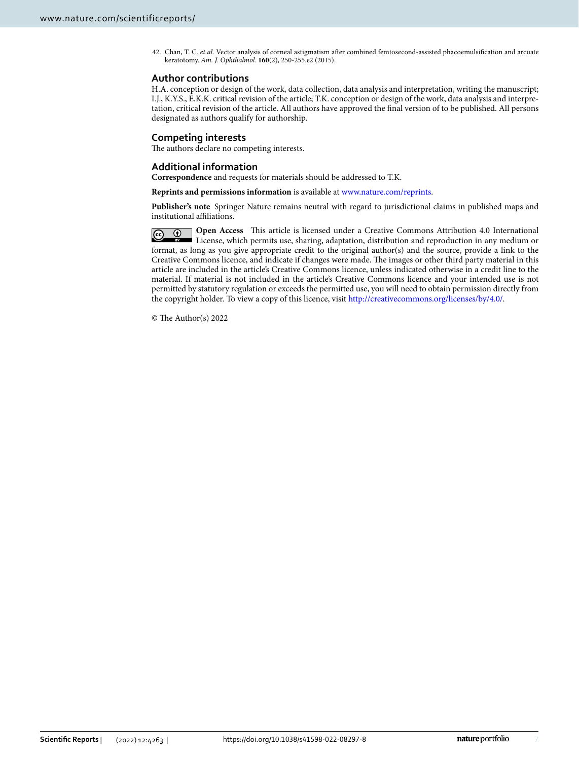42. Chan, T. C. *et al.* Vector analysis of corneal astigmatism after combined femtosecond-assisted phacoemulsification and arcuate keratotomy. *Am. J. Ophthalmol.* **160**(2), 250-255.e2 (2015).

## Author contributions

H.A. conception or design of the work, data collection, data analysis and interpretation, writing the manuscript; I.J., K.Y.S., E.K.K. critical revision of the article; T.K. conception or design of the work, data analysis and interpretation, critical revision of the article. All authors have approved the final version of to be published. All persons designated as authors qualify for authorship.

## Competing interests

The authors declare no competing interests.

## Additional information

**Correspondence** and requests for materials should be addressed to T.K.

**Reprints and permissions information** is available at www.nature.com/reprints.

**Publisher's note** Springer Nature remains neutral with regard to jurisdictional claims in published maps and institutional affiliations.

**Open Access** This article is licensed under a Creative Commons Attribution 4.0 International License, which permits use, sharing, adaptation, distribution and reproduction in any medium or format, as long as you give appropriate credit to the original author(s) and the source, provide a link to the Creative Commons licence, and indicate if changes were made. The images or other third party material in this article are included in the article's Creative Commons licence, unless indicated otherwise in a credit line to the material. If material is not included in the article's Creative Commons licence and your intended use is not permitted by statutory regulation or exceeds the permitted use, you will need to obtain permission directly from the copyright holder. To view a copy of this licence, visit http://creativecommons.org/licenses/by/4.0/.

© The Author(s) 2022